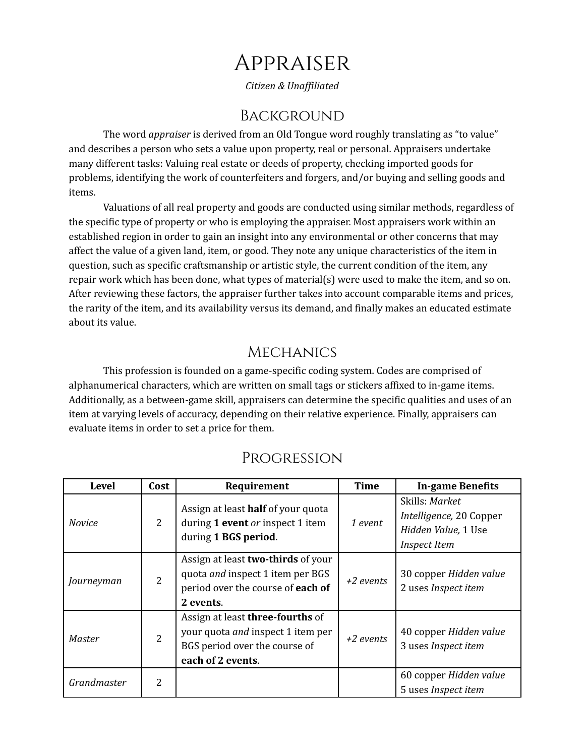# Appraiser

*Citizen & Unaffiliated*

## Background

The word *appraiser* is derived from an Old Tongue word roughly translating as "to value" and describes a person who sets a value upon property, real or personal. Appraisers undertake many different tasks: Valuing real estate or deeds of property, checking imported goods for problems, identifying the work of counterfeiters and forgers, and/or buying and selling goods and items.

Valuations of all real property and goods are conducted using similar methods, regardless of the specific type of property or who is employing the appraiser. Most appraisers work within an established region in order to gain an insight into any environmental or other concerns that may affect the value of a given land, item, or good. They note any unique characteristics of the item in question, such as specific craftsmanship or artistic style, the current condition of the item, any repair work which has been done, what types of material(s) were used to make the item, and so on. After reviewing these factors, the appraiser further takes into account comparable items and prices, the rarity of the item, and its availability versus its demand, and finally makes an educated estimate about its value.

## Mechanics

This profession is founded on a game-specific coding system. Codes are comprised of alphanumerical characters, which are written on small tags or stickers affixed to in-game items. Additionally, as a between-game skill, appraisers can determine the specific qualities and uses of an item at varying levels of accuracy, depending on their relative experience. Finally, appraisers can evaluate items in order to set a price for them.

## Progression

| Level | Cost | Requirement | Time | In-game Benefits |
|---|---|---|---|---|
| *Novice* | 2 | Assign at least **half** of your quota during **1 event** *or* inspect 1 item during **1 BGS period**. | *1 event* | Skills: *Market Intelligence,* 20 Copper *Hidden Value,* 1 Use *Inspect Item* |
| *Journeyman* | 2 | Assign at least **two-thirds** of your quota *and* inspect 1 item per BGS period over the course of **each of 2 events**. | *+2 events* | 30 copper *Hidden value* 2 uses *Inspect item* |
| *Master* | 2 | Assign at least **three-fourths** of your quota *and* inspect 1 item per BGS period over the course of **each of 2 events**. | *+2 events* | 40 copper *Hidden value* 3 uses *Inspect item* |
| *Grandmaster* | 2 | | | 60 copper *Hidden value* 5 uses *Inspect item* |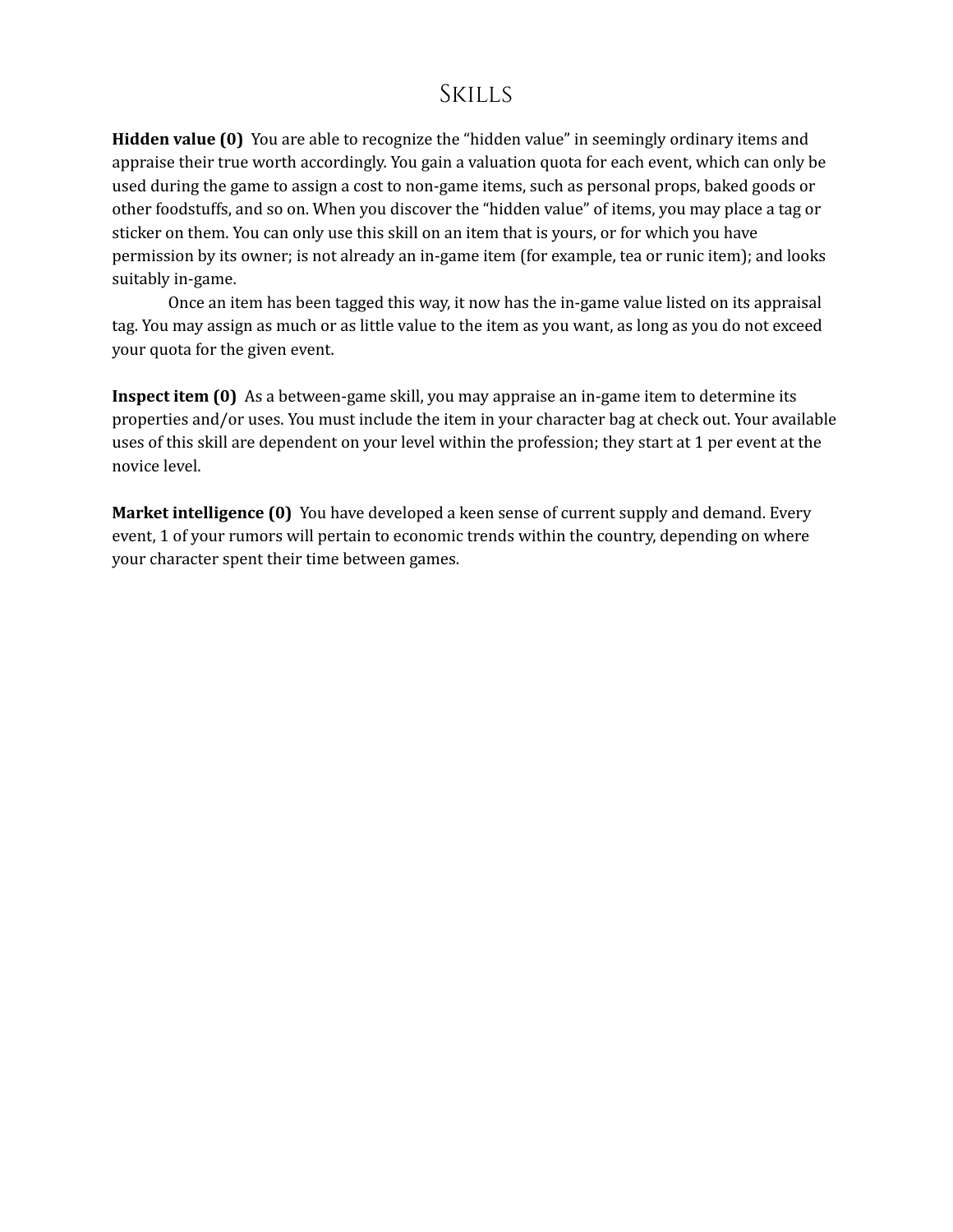# Skills

**Hidden value (0)** You are able to recognize the "hidden value" in seemingly ordinary items and appraise their true worth accordingly. You gain a valuation quota for each event, which can only be used during the game to assign a cost to non-game items, such as personal props, baked goods or other foodstuffs, and so on. When you discover the "hidden value" of items, you may place a tag or sticker on them. You can only use this skill on an item that is yours, or for which you have permission by its owner; is not already an in-game item (for example, tea or runic item); and looks suitably in-game.

Once an item has been tagged this way, it now has the in-game value listed on its appraisal tag. You may assign as much or as little value to the item as you want, as long as you do not exceed your quota for the given event.

**Inspect item (0)** As a between-game skill, you may appraise an in-game item to determine its properties and/or uses. You must include the item in your character bag at check out. Your available uses of this skill are dependent on your level within the profession; they start at 1 per event at the novice level.

**Market intelligence (0)** You have developed a keen sense of current supply and demand. Every event, 1 of your rumors will pertain to economic trends within the country, depending on where your character spent their time between games.